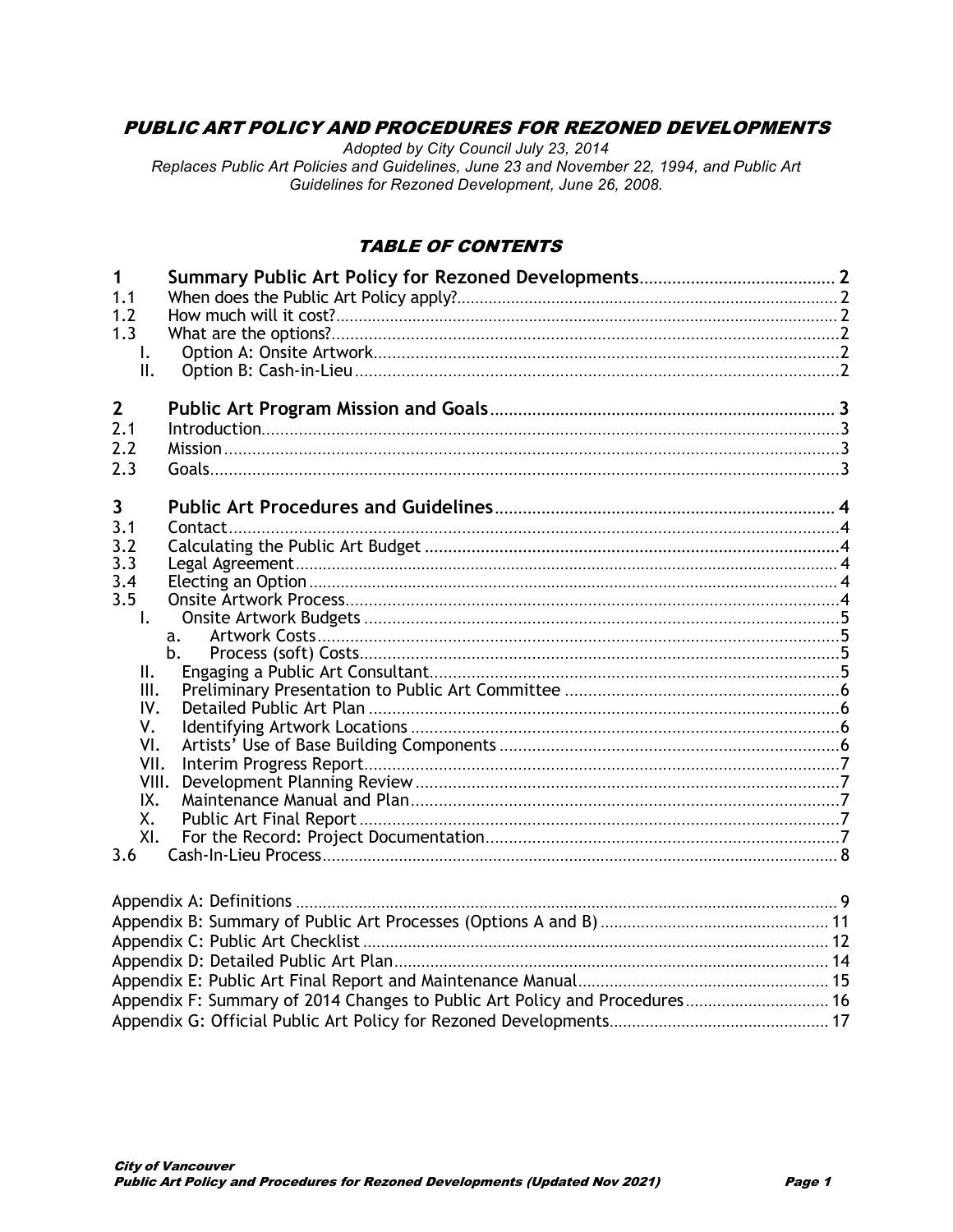# PUBLIC ART POLICY AND PROCEDURES FOR REZONED DEVELOPMENTS

*Adopted by City Council July 23, 2014*
*Replaces Public Art Policies and Guidelines, June 23 and November 22, 1994, and Public Art Guidelines for Rezoned Development, June 26, 2008.*

## TABLE OF CONTENTS

**1 Summary Public Art Policy for Rezoned Developments ... 2**
- 1.1 When does the Public Art Policy apply? ... 2
- 1.2 How much will it cost? ... 2
- 1.3 What are the options? ... 2
  - I. Option A: Onsite Artwork ... 2
  - II. Option B: Cash-in-Lieu ... 2

**2 Public Art Program Mission and Goals ... 3**
- 2.1 Introduction ... 3
- 2.2 Mission ... 3
- 2.3 Goals ... 3

**3 Public Art Procedures and Guidelines ... 4**
- 3.1 Contact ... 4
- 3.2 Calculating the Public Art Budget ... 4
- 3.3 Legal Agreement ... 4
- 3.4 Electing an Option ... 4
- 3.5 Onsite Artwork Process ... 4
  - I. Onsite Artwork Budgets ... 5
    - a. Artwork Costs ... 5
    - b. Process (soft) Costs ... 5
  - II. Engaging a Public Art Consultant ... 5
  - III. Preliminary Presentation to Public Art Committee ... 6
  - IV. Detailed Public Art Plan ... 6
  - V. Identifying Artwork Locations ... 6
  - VI. Artists' Use of Base Building Components ... 6
  - VII. Interim Progress Report ... 7
  - VIII. Development Planning Review ... 7
  - IX. Maintenance Manual and Plan ... 7
  - X. Public Art Final Report ... 7
  - XI. For the Record: Project Documentation ... 7
- 3.6 Cash-In-Lieu Process ... 8

Appendix A: Definitions ... 9
Appendix B: Summary of Public Art Processes (Options A and B) ... 11
Appendix C: Public Art Checklist ... 12
Appendix D: Detailed Public Art Plan ... 14
Appendix E: Public Art Final Report and Maintenance Manual ... 15
Appendix F: Summary of 2014 Changes to Public Art Policy and Procedures ... 16
Appendix G: Official Public Art Policy for Rezoned Developments ... 17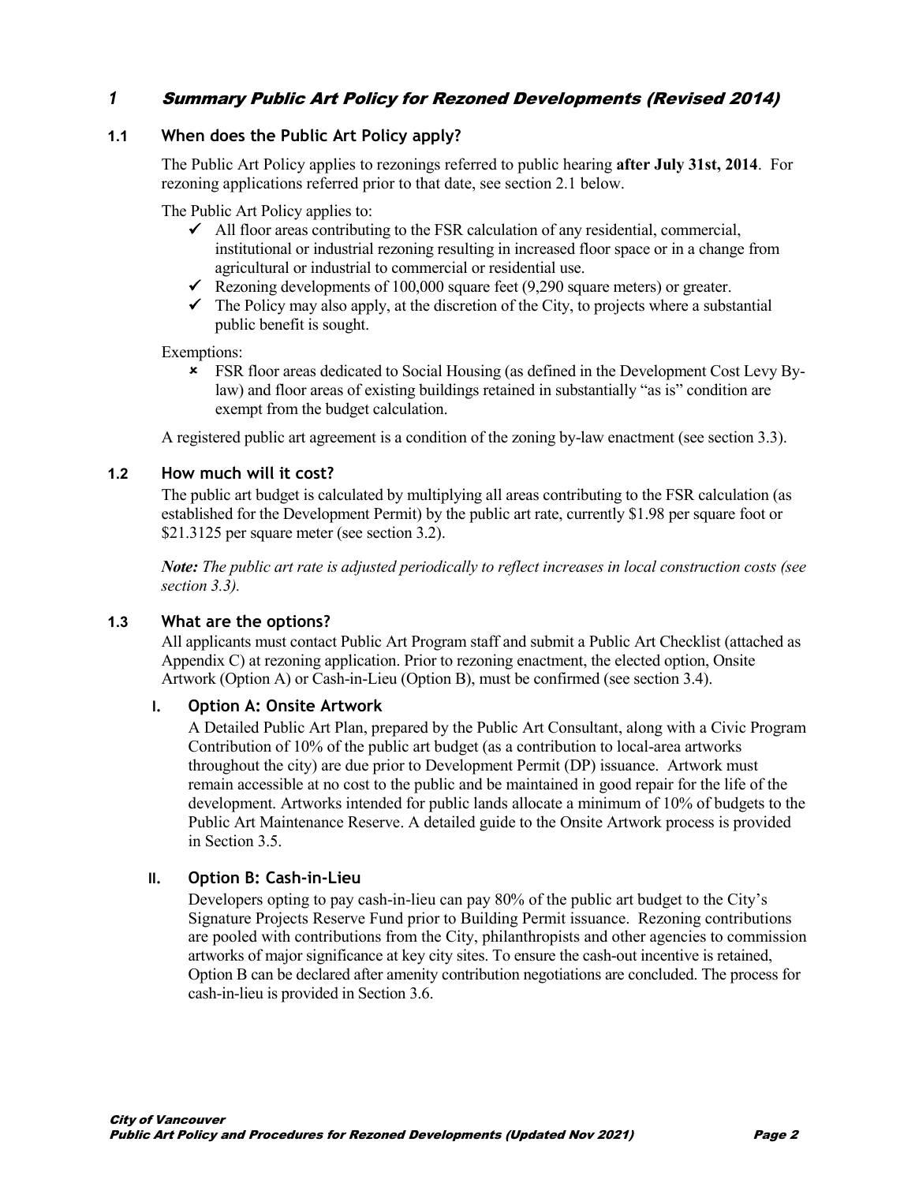# 1 Summary Public Art Policy for Rezoned Developments (Revised 2014)

## 1.1 When does the Public Art Policy apply?

The Public Art Policy applies to rezonings referred to public hearing **after July 31st, 2014**. For rezoning applications referred prior to that date, see section 2.1 below.

The Public Art Policy applies to:

- ✓ All floor areas contributing to the FSR calculation of any residential, commercial, institutional or industrial rezoning resulting in increased floor space or in a change from agricultural or industrial to commercial or residential use.
- ✓ Rezoning developments of 100,000 square feet (9,290 square meters) or greater.
- ✓ The Policy may also apply, at the discretion of the City, to projects where a substantial public benefit is sought.

Exemptions:

- ✗ FSR floor areas dedicated to Social Housing (as defined in the Development Cost Levy By-law) and floor areas of existing buildings retained in substantially "as is" condition are exempt from the budget calculation.

A registered public art agreement is a condition of the zoning by-law enactment (see section 3.3).

## 1.2 How much will it cost?

The public art budget is calculated by multiplying all areas contributing to the FSR calculation (as established for the Development Permit) by the public art rate, currently $1.98 per square foot or $21.3125 per square meter (see section 3.2).

***Note:*** *The public art rate is adjusted periodically to reflect increases in local construction costs (see section 3.3).*

## 1.3 What are the options?

All applicants must contact Public Art Program staff and submit a Public Art Checklist (attached as Appendix C) at rezoning application. Prior to rezoning enactment, the elected option, Onsite Artwork (Option A) or Cash-in-Lieu (Option B), must be confirmed (see section 3.4).

### I. Option A: Onsite Artwork

A Detailed Public Art Plan, prepared by the Public Art Consultant, along with a Civic Program Contribution of 10% of the public art budget (as a contribution to local-area artworks throughout the city) are due prior to Development Permit (DP) issuance. Artwork must remain accessible at no cost to the public and be maintained in good repair for the life of the development. Artworks intended for public lands allocate a minimum of 10% of budgets to the Public Art Maintenance Reserve. A detailed guide to the Onsite Artwork process is provided in Section 3.5.

### II. Option B: Cash-in-Lieu

Developers opting to pay cash-in-lieu can pay 80% of the public art budget to the City's Signature Projects Reserve Fund prior to Building Permit issuance. Rezoning contributions are pooled with contributions from the City, philanthropists and other agencies to commission artworks of major significance at key city sites. To ensure the cash-out incentive is retained, Option B can be declared after amenity contribution negotiations are concluded. The process for cash-in-lieu is provided in Section 3.6.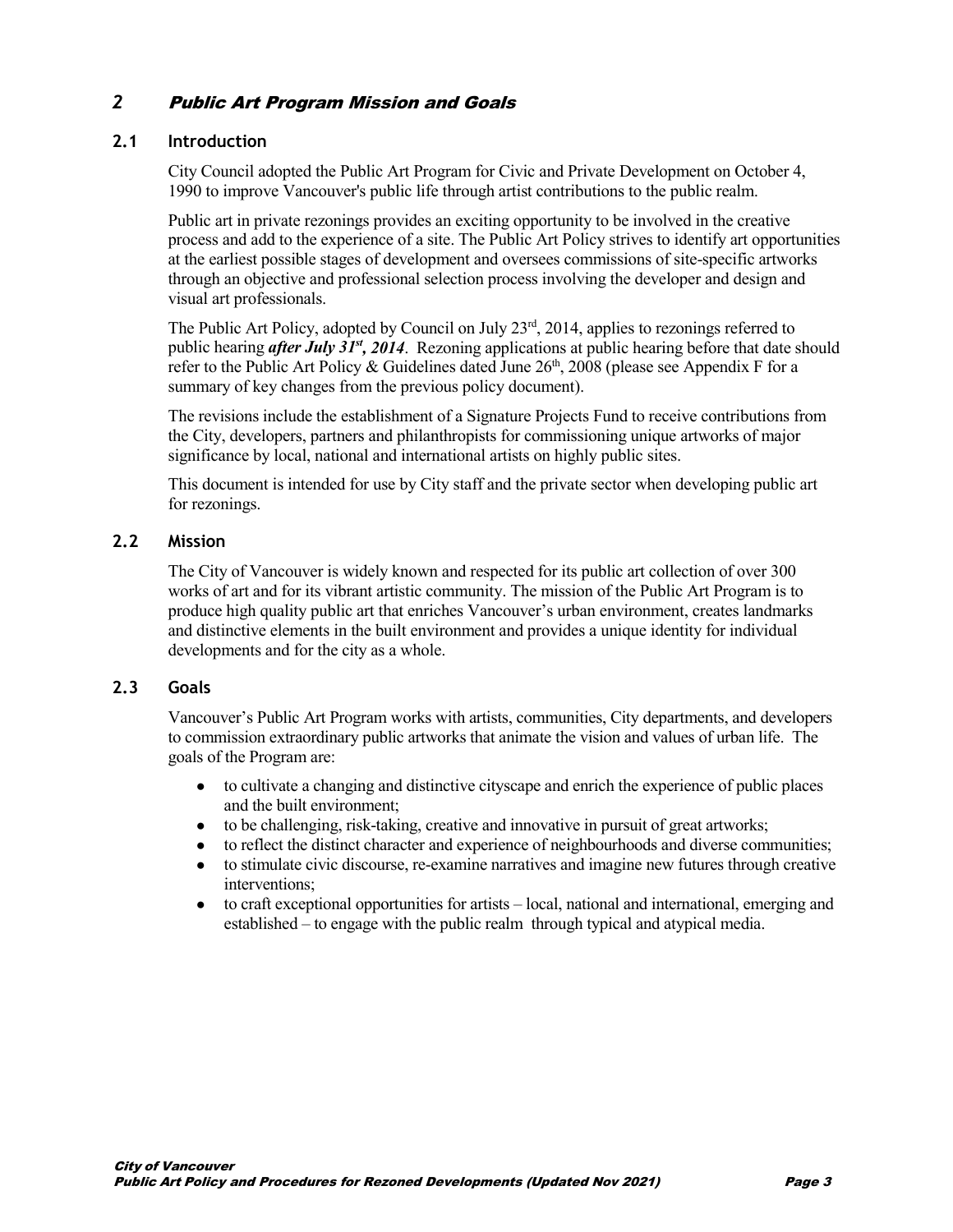# 2 Public Art Program Mission and Goals

## 2.1 Introduction

City Council adopted the Public Art Program for Civic and Private Development on October 4, 1990 to improve Vancouver's public life through artist contributions to the public realm.

Public art in private rezonings provides an exciting opportunity to be involved in the creative process and add to the experience of a site. The Public Art Policy strives to identify art opportunities at the earliest possible stages of development and oversees commissions of site-specific artworks through an objective and professional selection process involving the developer and design and visual art professionals.

The Public Art Policy, adopted by Council on July 23rd, 2014, applies to rezonings referred to public hearing ***after July 31st, 2014***. Rezoning applications at public hearing before that date should refer to the Public Art Policy & Guidelines dated June 26th, 2008 (please see Appendix F for a summary of key changes from the previous policy document).

The revisions include the establishment of a Signature Projects Fund to receive contributions from the City, developers, partners and philanthropists for commissioning unique artworks of major significance by local, national and international artists on highly public sites.

This document is intended for use by City staff and the private sector when developing public art for rezonings.

## 2.2 Mission

The City of Vancouver is widely known and respected for its public art collection of over 300 works of art and for its vibrant artistic community. The mission of the Public Art Program is to produce high quality public art that enriches Vancouver's urban environment, creates landmarks and distinctive elements in the built environment and provides a unique identity for individual developments and for the city as a whole.

## 2.3 Goals

Vancouver's Public Art Program works with artists, communities, City departments, and developers to commission extraordinary public artworks that animate the vision and values of urban life. The goals of the Program are:

- to cultivate a changing and distinctive cityscape and enrich the experience of public places and the built environment;
- to be challenging, risk-taking, creative and innovative in pursuit of great artworks;
- to reflect the distinct character and experience of neighbourhoods and diverse communities;
- to stimulate civic discourse, re-examine narratives and imagine new futures through creative interventions;
- to craft exceptional opportunities for artists – local, national and international, emerging and established – to engage with the public realm through typical and atypical media.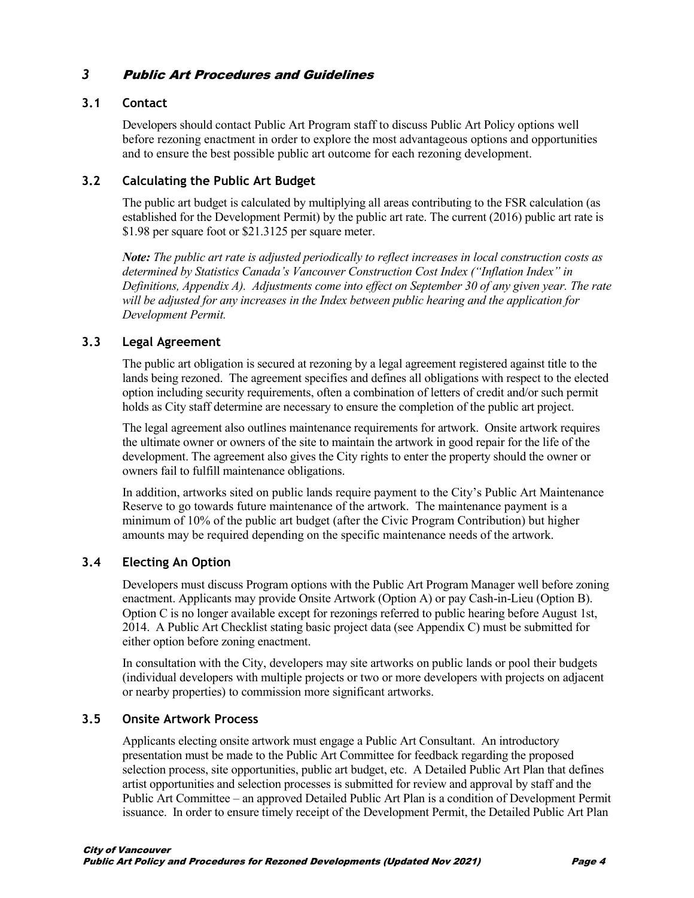# *3 Public Art Procedures and Guidelines*

## 3.1 Contact

Developers should contact Public Art Program staff to discuss Public Art Policy options well before rezoning enactment in order to explore the most advantageous options and opportunities and to ensure the best possible public art outcome for each rezoning development.

## 3.2 Calculating the Public Art Budget

The public art budget is calculated by multiplying all areas contributing to the FSR calculation (as established for the Development Permit) by the public art rate. The current (2016) public art rate is $1.98 per square foot or $21.3125 per square meter.

***Note:*** *The public art rate is adjusted periodically to reflect increases in local construction costs as determined by Statistics Canada's Vancouver Construction Cost Index ("Inflation Index" in Definitions, Appendix A). Adjustments come into effect on September 30 of any given year. The rate will be adjusted for any increases in the Index between public hearing and the application for Development Permit.*

## 3.3 Legal Agreement

The public art obligation is secured at rezoning by a legal agreement registered against title to the lands being rezoned. The agreement specifies and defines all obligations with respect to the elected option including security requirements, often a combination of letters of credit and/or such permit holds as City staff determine are necessary to ensure the completion of the public art project.

The legal agreement also outlines maintenance requirements for artwork. Onsite artwork requires the ultimate owner or owners of the site to maintain the artwork in good repair for the life of the development. The agreement also gives the City rights to enter the property should the owner or owners fail to fulfill maintenance obligations.

In addition, artworks sited on public lands require payment to the City's Public Art Maintenance Reserve to go towards future maintenance of the artwork. The maintenance payment is a minimum of 10% of the public art budget (after the Civic Program Contribution) but higher amounts may be required depending on the specific maintenance needs of the artwork.

## 3.4 Electing An Option

Developers must discuss Program options with the Public Art Program Manager well before zoning enactment. Applicants may provide Onsite Artwork (Option A) or pay Cash-in-Lieu (Option B). Option C is no longer available except for rezonings referred to public hearing before August 1st, 2014. A Public Art Checklist stating basic project data (see Appendix C) must be submitted for either option before zoning enactment.

In consultation with the City, developers may site artworks on public lands or pool their budgets (individual developers with multiple projects or two or more developers with projects on adjacent or nearby properties) to commission more significant artworks.

## 3.5 Onsite Artwork Process

Applicants electing onsite artwork must engage a Public Art Consultant. An introductory presentation must be made to the Public Art Committee for feedback regarding the proposed selection process, site opportunities, public art budget, etc. A Detailed Public Art Plan that defines artist opportunities and selection processes is submitted for review and approval by staff and the Public Art Committee – an approved Detailed Public Art Plan is a condition of Development Permit issuance. In order to ensure timely receipt of the Development Permit, the Detailed Public Art Plan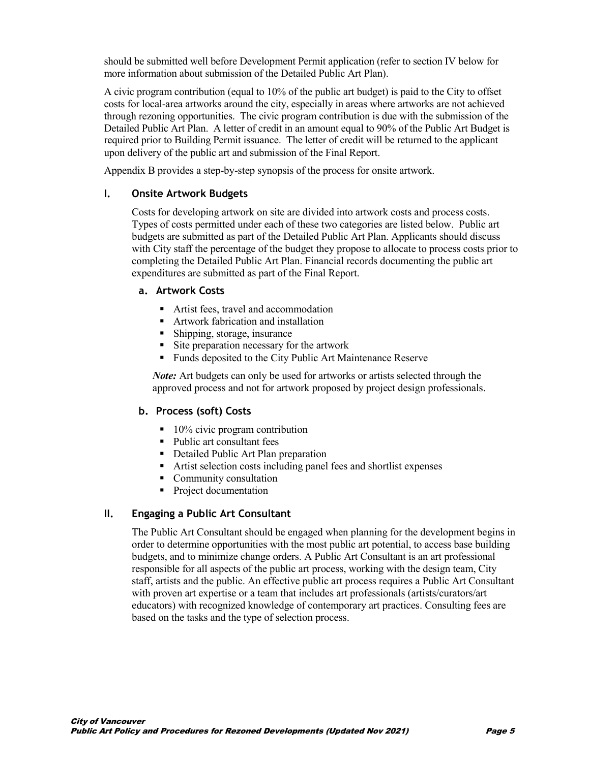should be submitted well before Development Permit application (refer to section IV below for more information about submission of the Detailed Public Art Plan).

A civic program contribution (equal to 10% of the public art budget) is paid to the City to offset costs for local-area artworks around the city, especially in areas where artworks are not achieved through rezoning opportunities. The civic program contribution is due with the submission of the Detailed Public Art Plan. A letter of credit in an amount equal to 90% of the Public Art Budget is required prior to Building Permit issuance. The letter of credit will be returned to the applicant upon delivery of the public art and submission of the Final Report.

Appendix B provides a step-by-step synopsis of the process for onsite artwork.

## I. Onsite Artwork Budgets

Costs for developing artwork on site are divided into artwork costs and process costs. Types of costs permitted under each of these two categories are listed below. Public art budgets are submitted as part of the Detailed Public Art Plan. Applicants should discuss with City staff the percentage of the budget they propose to allocate to process costs prior to completing the Detailed Public Art Plan. Financial records documenting the public art expenditures are submitted as part of the Final Report.

### a. Artwork Costs

- Artist fees, travel and accommodation
- Artwork fabrication and installation
- Shipping, storage, insurance
- Site preparation necessary for the artwork
- Funds deposited to the City Public Art Maintenance Reserve

***Note:*** Art budgets can only be used for artworks or artists selected through the approved process and not for artwork proposed by project design professionals.

### b. Process (soft) Costs

- 10% civic program contribution
- Public art consultant fees
- Detailed Public Art Plan preparation
- Artist selection costs including panel fees and shortlist expenses
- Community consultation
- Project documentation

## II. Engaging a Public Art Consultant

The Public Art Consultant should be engaged when planning for the development begins in order to determine opportunities with the most public art potential, to access base building budgets, and to minimize change orders. A Public Art Consultant is an art professional responsible for all aspects of the public art process, working with the design team, City staff, artists and the public. An effective public art process requires a Public Art Consultant with proven art expertise or a team that includes art professionals (artists/curators/art educators) with recognized knowledge of contemporary art practices. Consulting fees are based on the tasks and the type of selection process.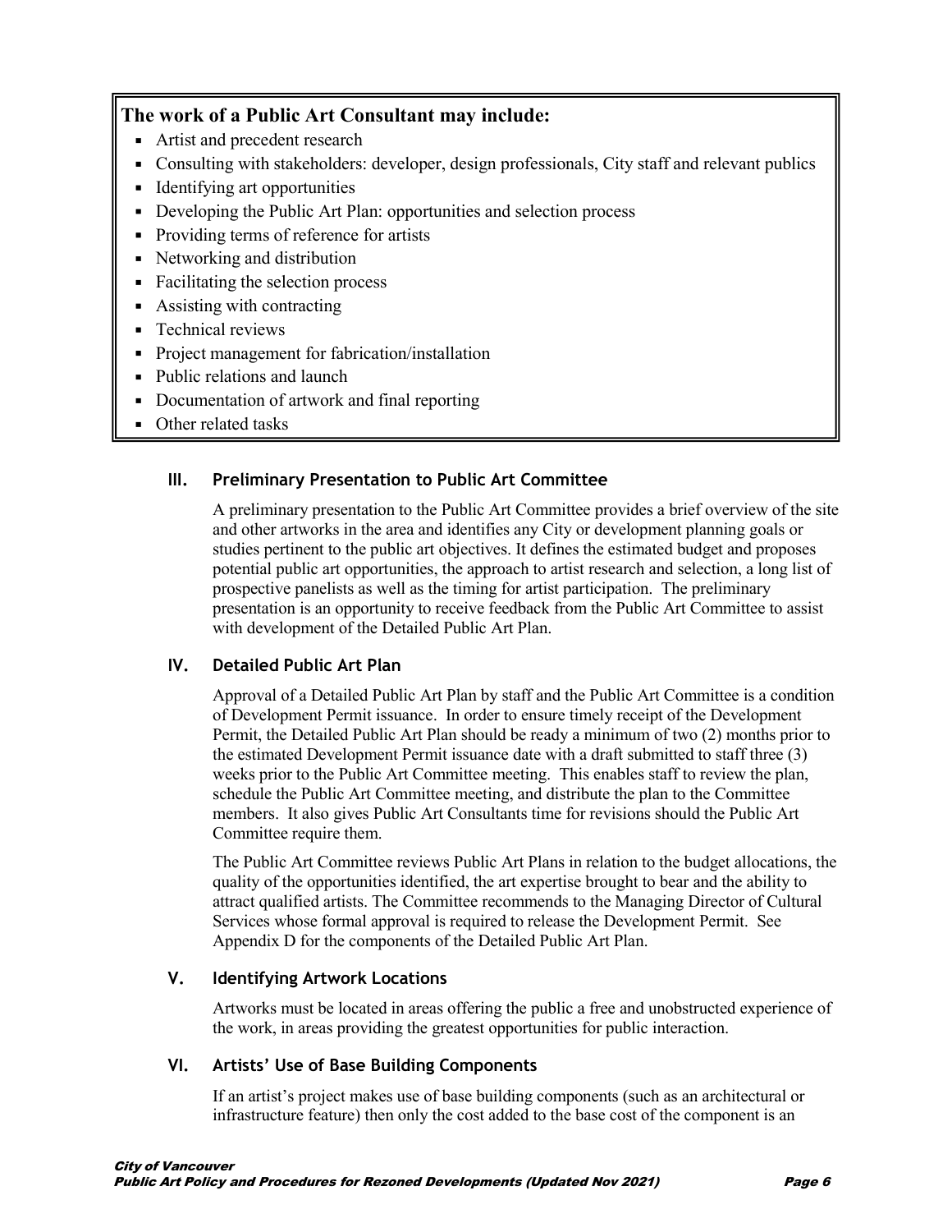### The work of a Public Art Consultant may include:

- Artist and precedent research
- Consulting with stakeholders: developer, design professionals, City staff and relevant publics
- Identifying art opportunities
- Developing the Public Art Plan: opportunities and selection process
- Providing terms of reference for artists
- Networking and distribution
- Facilitating the selection process
- Assisting with contracting
- Technical reviews
- Project management for fabrication/installation
- Public relations and launch
- Documentation of artwork and final reporting
- Other related tasks

### III. Preliminary Presentation to Public Art Committee

A preliminary presentation to the Public Art Committee provides a brief overview of the site and other artworks in the area and identifies any City or development planning goals or studies pertinent to the public art objectives. It defines the estimated budget and proposes potential public art opportunities, the approach to artist research and selection, a long list of prospective panelists as well as the timing for artist participation. The preliminary presentation is an opportunity to receive feedback from the Public Art Committee to assist with development of the Detailed Public Art Plan.

### IV. Detailed Public Art Plan

Approval of a Detailed Public Art Plan by staff and the Public Art Committee is a condition of Development Permit issuance. In order to ensure timely receipt of the Development Permit, the Detailed Public Art Plan should be ready a minimum of two (2) months prior to the estimated Development Permit issuance date with a draft submitted to staff three (3) weeks prior to the Public Art Committee meeting. This enables staff to review the plan, schedule the Public Art Committee meeting, and distribute the plan to the Committee members. It also gives Public Art Consultants time for revisions should the Public Art Committee require them.

The Public Art Committee reviews Public Art Plans in relation to the budget allocations, the quality of the opportunities identified, the art expertise brought to bear and the ability to attract qualified artists. The Committee recommends to the Managing Director of Cultural Services whose formal approval is required to release the Development Permit. See Appendix D for the components of the Detailed Public Art Plan.

### V. Identifying Artwork Locations

Artworks must be located in areas offering the public a free and unobstructed experience of the work, in areas providing the greatest opportunities for public interaction.

### VI. Artists' Use of Base Building Components

If an artist's project makes use of base building components (such as an architectural or infrastructure feature) then only the cost added to the base cost of the component is an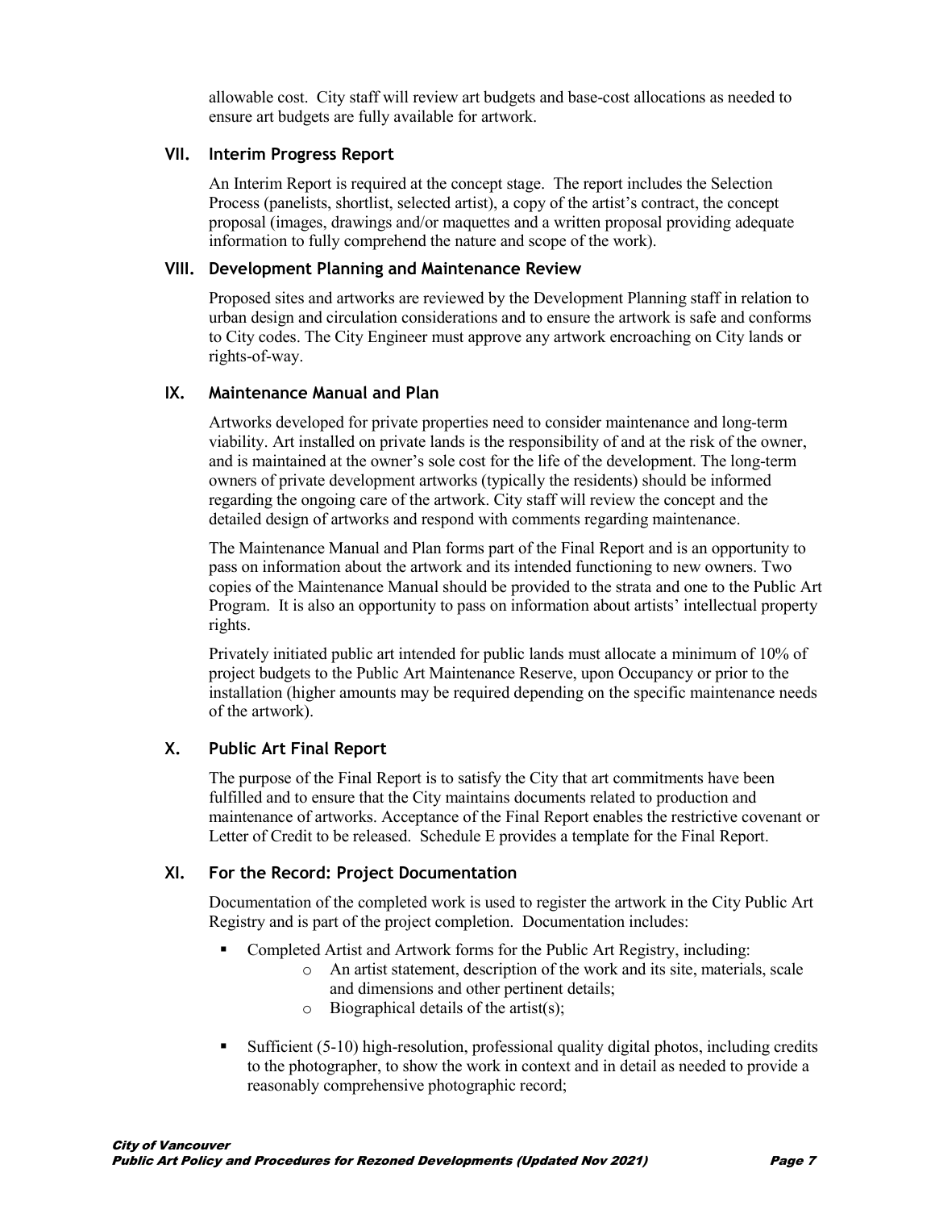allowable cost. City staff will review art budgets and base-cost allocations as needed to ensure art budgets are fully available for artwork.

### VII. Interim Progress Report

An Interim Report is required at the concept stage. The report includes the Selection Process (panelists, shortlist, selected artist), a copy of the artist's contract, the concept proposal (images, drawings and/or maquettes and a written proposal providing adequate information to fully comprehend the nature and scope of the work).

### VIII. Development Planning and Maintenance Review

Proposed sites and artworks are reviewed by the Development Planning staff in relation to urban design and circulation considerations and to ensure the artwork is safe and conforms to City codes. The City Engineer must approve any artwork encroaching on City lands or rights-of-way.

### IX. Maintenance Manual and Plan

Artworks developed for private properties need to consider maintenance and long-term viability. Art installed on private lands is the responsibility of and at the risk of the owner, and is maintained at the owner's sole cost for the life of the development. The long-term owners of private development artworks (typically the residents) should be informed regarding the ongoing care of the artwork. City staff will review the concept and the detailed design of artworks and respond with comments regarding maintenance.

The Maintenance Manual and Plan forms part of the Final Report and is an opportunity to pass on information about the artwork and its intended functioning to new owners. Two copies of the Maintenance Manual should be provided to the strata and one to the Public Art Program. It is also an opportunity to pass on information about artists' intellectual property rights.

Privately initiated public art intended for public lands must allocate a minimum of 10% of project budgets to the Public Art Maintenance Reserve, upon Occupancy or prior to the installation (higher amounts may be required depending on the specific maintenance needs of the artwork).

### X. Public Art Final Report

The purpose of the Final Report is to satisfy the City that art commitments have been fulfilled and to ensure that the City maintains documents related to production and maintenance of artworks. Acceptance of the Final Report enables the restrictive covenant or Letter of Credit to be released. Schedule E provides a template for the Final Report.

### XI. For the Record: Project Documentation

Documentation of the completed work is used to register the artwork in the City Public Art Registry and is part of the project completion. Documentation includes:

- Completed Artist and Artwork forms for the Public Art Registry, including:
  - An artist statement, description of the work and its site, materials, scale and dimensions and other pertinent details;
  - Biographical details of the artist(s);
- Sufficient (5-10) high-resolution, professional quality digital photos, including credits to the photographer, to show the work in context and in detail as needed to provide a reasonably comprehensive photographic record;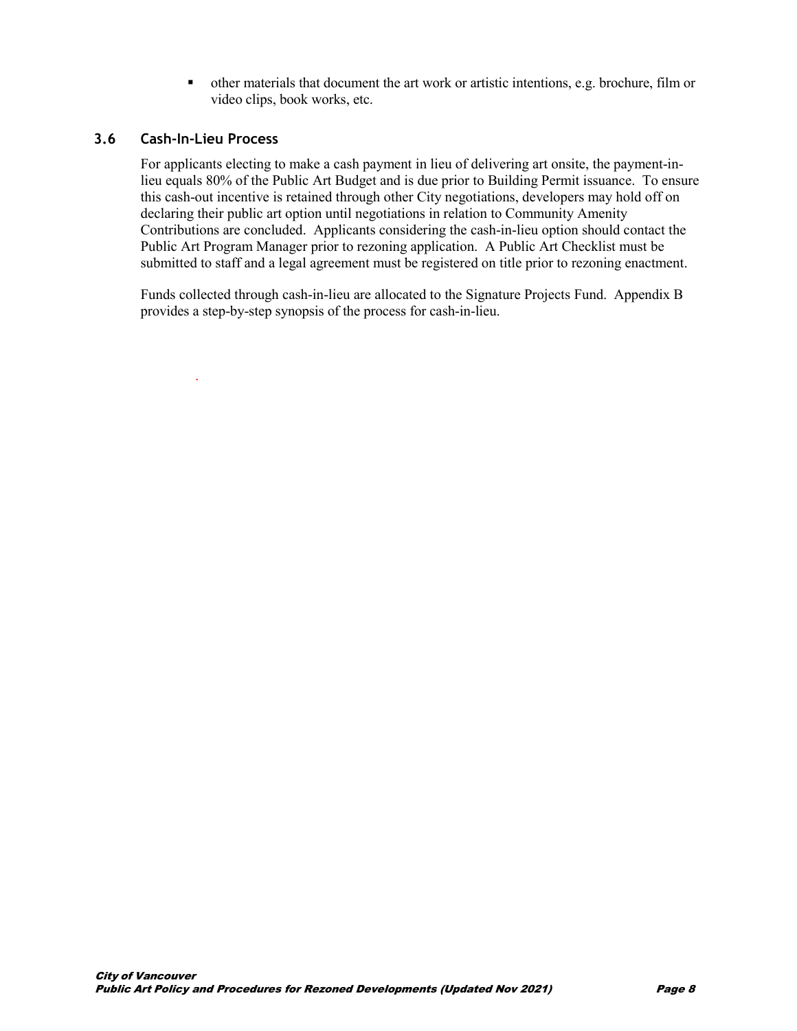- other materials that document the art work or artistic intentions, e.g. brochure, film or video clips, book works, etc.

### 3.6 Cash-In-Lieu Process

For applicants electing to make a cash payment in lieu of delivering art onsite, the payment-in-lieu equals 80% of the Public Art Budget and is due prior to Building Permit issuance. To ensure this cash-out incentive is retained through other City negotiations, developers may hold off on declaring their public art option until negotiations in relation to Community Amenity Contributions are concluded. Applicants considering the cash-in-lieu option should contact the Public Art Program Manager prior to rezoning application. A Public Art Checklist must be submitted to staff and a legal agreement must be registered on title prior to rezoning enactment.

Funds collected through cash-in-lieu are allocated to the Signature Projects Fund. Appendix B provides a step-by-step synopsis of the process for cash-in-lieu.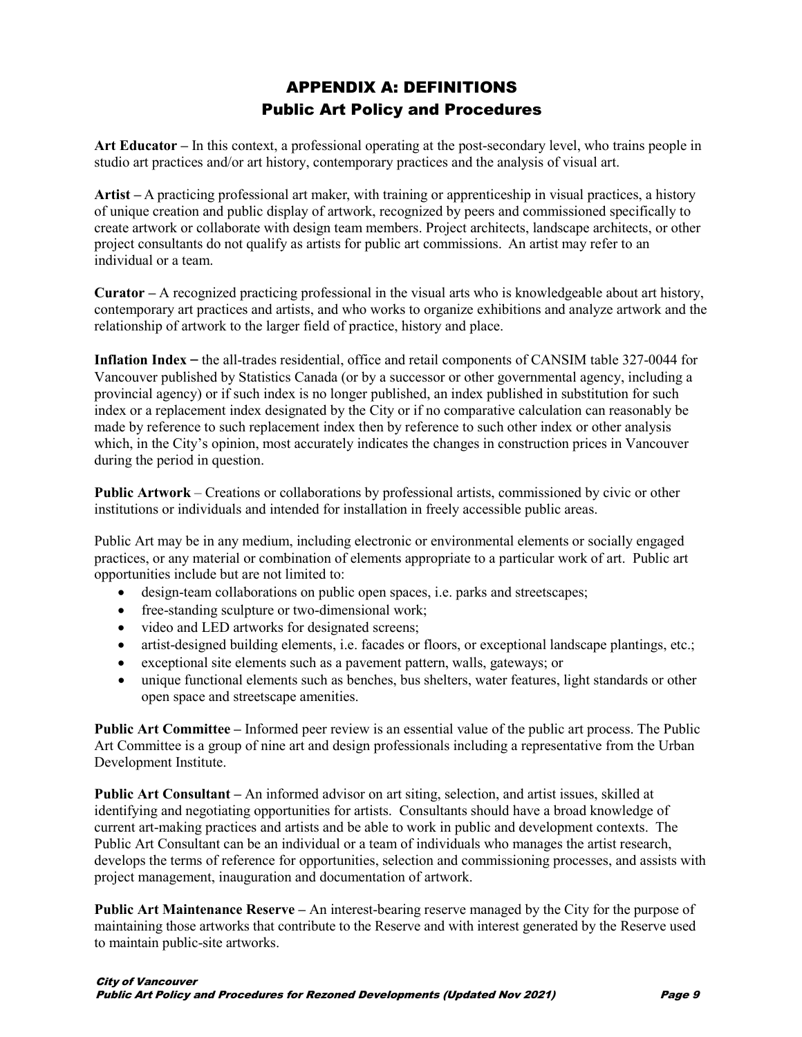# APPENDIX A: DEFINITIONS
## Public Art Policy and Procedures

**Art Educator –** In this context, a professional operating at the post-secondary level, who trains people in studio art practices and/or art history, contemporary practices and the analysis of visual art.

**Artist –** A practicing professional art maker, with training or apprenticeship in visual practices, a history of unique creation and public display of artwork, recognized by peers and commissioned specifically to create artwork or collaborate with design team members. Project architects, landscape architects, or other project consultants do not qualify as artists for public art commissions. An artist may refer to an individual or a team.

**Curator –** A recognized practicing professional in the visual arts who is knowledgeable about art history, contemporary art practices and artists, and who works to organize exhibitions and analyze artwork and the relationship of artwork to the larger field of practice, history and place.

**Inflation Index –** the all-trades residential, office and retail components of CANSIM table 327-0044 for Vancouver published by Statistics Canada (or by a successor or other governmental agency, including a provincial agency) or if such index is no longer published, an index published in substitution for such index or a replacement index designated by the City or if no comparative calculation can reasonably be made by reference to such replacement index then by reference to such other index or other analysis which, in the City's opinion, most accurately indicates the changes in construction prices in Vancouver during the period in question.

**Public Artwork** – Creations or collaborations by professional artists, commissioned by civic or other institutions or individuals and intended for installation in freely accessible public areas.

Public Art may be in any medium, including electronic or environmental elements or socially engaged practices, or any material or combination of elements appropriate to a particular work of art. Public art opportunities include but are not limited to:

- design-team collaborations on public open spaces, i.e. parks and streetscapes;
- free-standing sculpture or two-dimensional work;
- video and LED artworks for designated screens;
- artist-designed building elements, i.e. facades or floors, or exceptional landscape plantings, etc.;
- exceptional site elements such as a pavement pattern, walls, gateways; or
- unique functional elements such as benches, bus shelters, water features, light standards or other open space and streetscape amenities.

**Public Art Committee –** Informed peer review is an essential value of the public art process. The Public Art Committee is a group of nine art and design professionals including a representative from the Urban Development Institute.

**Public Art Consultant –** An informed advisor on art siting, selection, and artist issues, skilled at identifying and negotiating opportunities for artists. Consultants should have a broad knowledge of current art-making practices and artists and be able to work in public and development contexts. The Public Art Consultant can be an individual or a team of individuals who manages the artist research, develops the terms of reference for opportunities, selection and commissioning processes, and assists with project management, inauguration and documentation of artwork.

**Public Art Maintenance Reserve –** An interest-bearing reserve managed by the City for the purpose of maintaining those artworks that contribute to the Reserve and with interest generated by the Reserve used to maintain public-site artworks.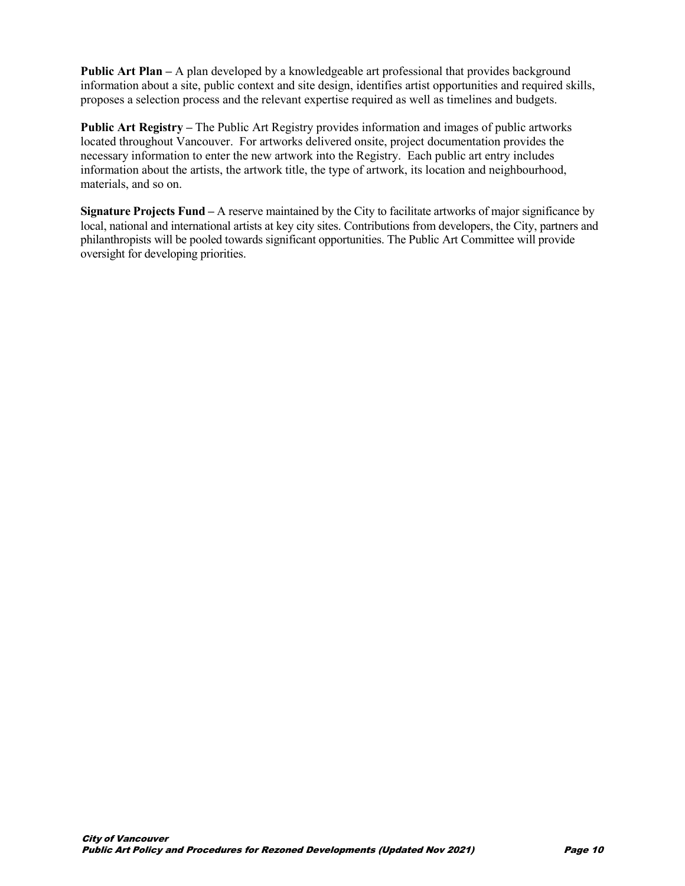**Public Art Plan –** A plan developed by a knowledgeable art professional that provides background information about a site, public context and site design, identifies artist opportunities and required skills, proposes a selection process and the relevant expertise required as well as timelines and budgets.

**Public Art Registry –** The Public Art Registry provides information and images of public artworks located throughout Vancouver. For artworks delivered onsite, project documentation provides the necessary information to enter the new artwork into the Registry. Each public art entry includes information about the artists, the artwork title, the type of artwork, its location and neighbourhood, materials, and so on.

**Signature Projects Fund –** A reserve maintained by the City to facilitate artworks of major significance by local, national and international artists at key city sites. Contributions from developers, the City, partners and philanthropists will be pooled towards significant opportunities. The Public Art Committee will provide oversight for developing priorities.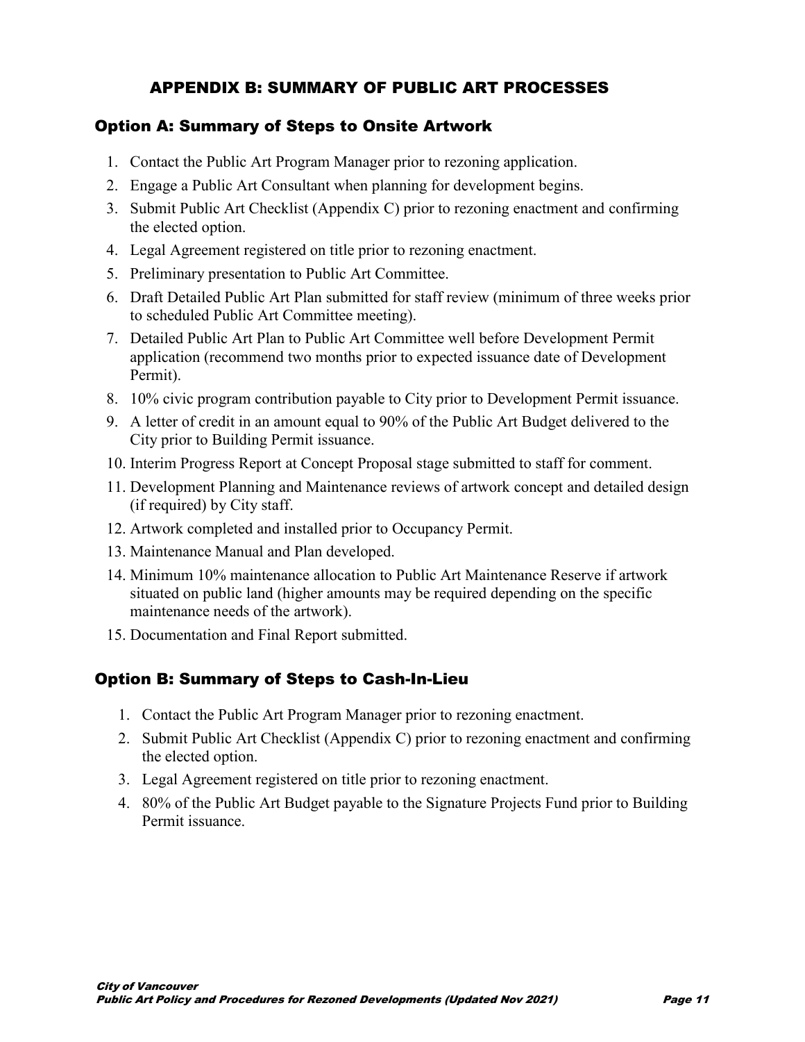# APPENDIX B: SUMMARY OF PUBLIC ART PROCESSES

## Option A: Summary of Steps to Onsite Artwork

1. Contact the Public Art Program Manager prior to rezoning application.
2. Engage a Public Art Consultant when planning for development begins.
3. Submit Public Art Checklist (Appendix C) prior to rezoning enactment and confirming the elected option.
4. Legal Agreement registered on title prior to rezoning enactment.
5. Preliminary presentation to Public Art Committee.
6. Draft Detailed Public Art Plan submitted for staff review (minimum of three weeks prior to scheduled Public Art Committee meeting).
7. Detailed Public Art Plan to Public Art Committee well before Development Permit application (recommend two months prior to expected issuance date of Development Permit).
8. 10% civic program contribution payable to City prior to Development Permit issuance.
9. A letter of credit in an amount equal to 90% of the Public Art Budget delivered to the City prior to Building Permit issuance.
10. Interim Progress Report at Concept Proposal stage submitted to staff for comment.
11. Development Planning and Maintenance reviews of artwork concept and detailed design (if required) by City staff.
12. Artwork completed and installed prior to Occupancy Permit.
13. Maintenance Manual and Plan developed.
14. Minimum 10% maintenance allocation to Public Art Maintenance Reserve if artwork situated on public land (higher amounts may be required depending on the specific maintenance needs of the artwork).
15. Documentation and Final Report submitted.

## Option B: Summary of Steps to Cash-In-Lieu

1. Contact the Public Art Program Manager prior to rezoning enactment.
2. Submit Public Art Checklist (Appendix C) prior to rezoning enactment and confirming the elected option.
3. Legal Agreement registered on title prior to rezoning enactment.
4. 80% of the Public Art Budget payable to the Signature Projects Fund prior to Building Permit issuance.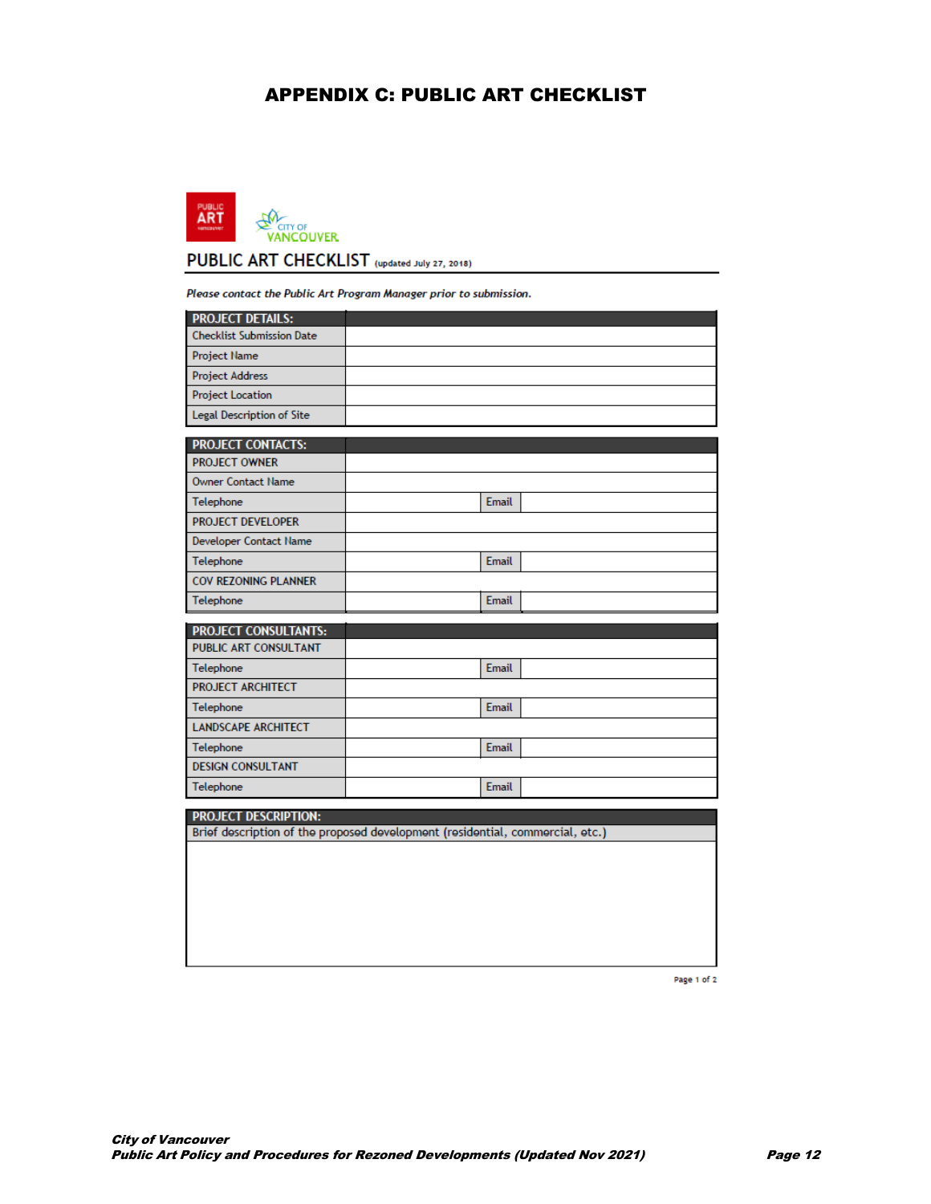# APPENDIX C: PUBLIC ART CHECKLIST

PUBLIC ART vancouver

CITY OF VANCOUVER

## PUBLIC ART CHECKLIST (updated July 27, 2018)

***Please contact the Public Art Program Manager prior to submission.***

| PROJECT DETAILS: | |
|---|---|
| Checklist Submission Date | |
| Project Name | |
| Project Address | |
| Project Location | |
| Legal Description of Site | |

| PROJECT CONTACTS: | | | |
|---|---|---|---|
| PROJECT OWNER | | | |
| Owner Contact Name | | | |
| Telephone | | Email | |
| PROJECT DEVELOPER | | | |
| Developer Contact Name | | | |
| Telephone | | Email | |
| COV REZONING PLANNER | | | |
| Telephone | | Email | |

| PROJECT CONSULTANTS: | | | |
|---|---|---|---|
| PUBLIC ART CONSULTANT | | | |
| Telephone | | Email | |
| PROJECT ARCHITECT | | | |
| Telephone | | Email | |
| LANDSCAPE ARCHITECT | | | |
| Telephone | | Email | |
| DESIGN CONSULTANT | | | |
| Telephone | | Email | |

| PROJECT DESCRIPTION: |
|---|
| Brief description of the proposed development (residential, commercial, etc.) |
| |

Page 1 of 2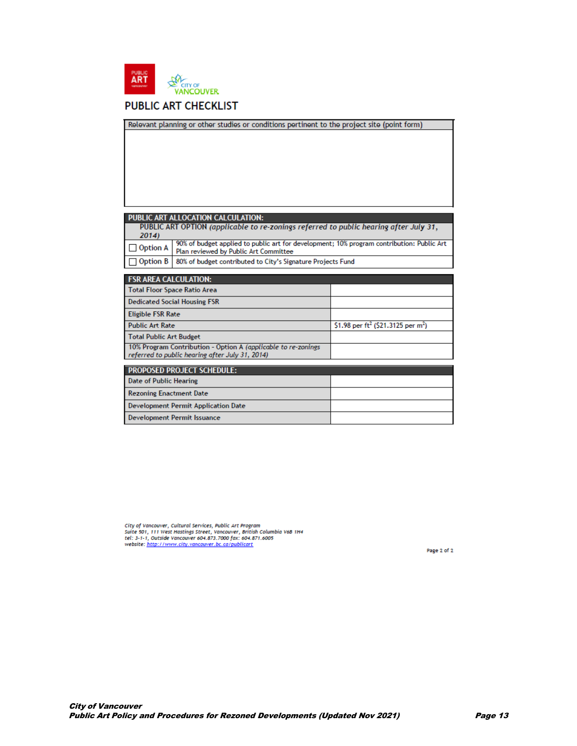# PUBLIC ART CHECKLIST

| Relevant planning or other studies or conditions pertinent to the project site (point form) |
|---|
| |

| PUBLIC ART ALLOCATION CALCULATION: | |
|---|---|
| PUBLIC ART OPTION *(applicable to re-zonings referred to public hearing after July 31, 2014)* | |
| ☐ Option A | 90% of budget applied to public art for development; 10% program contribution: Public Art Plan reviewed by Public Art Committee |
| ☐ Option B | 80% of budget contributed to City's Signature Projects Fund |

| FSR AREA CALCULATION: | |
|---|---|
| Total Floor Space Ratio Area | |
| Dedicated Social Housing FSR | |
| Eligible FSR Rate | |
| Public Art Rate | \$1.98 per ft² (\$21.3125 per m²) |
| Total Public Art Budget | |
| 10% Program Contribution - Option A *(applicable to re-zonings referred to public hearing after July 31, 2014)* | |

| PROPOSED PROJECT SCHEDULE: | |
|---|---|
| Date of Public Hearing | |
| Rezoning Enactment Date | |
| Development Permit Application Date | |
| Development Permit Issuance | |

*City of Vancouver, Cultural Services, Public Art Program*
*Suite 501, 111 West Hastings Street, Vancouver, British Columbia V6B 1H4*
*tel: 3-1-1, Outside Vancouver 604.873.7000 fax: 604.871.6005*
*website: http://www.city.vancouver.bc.ca/publicart*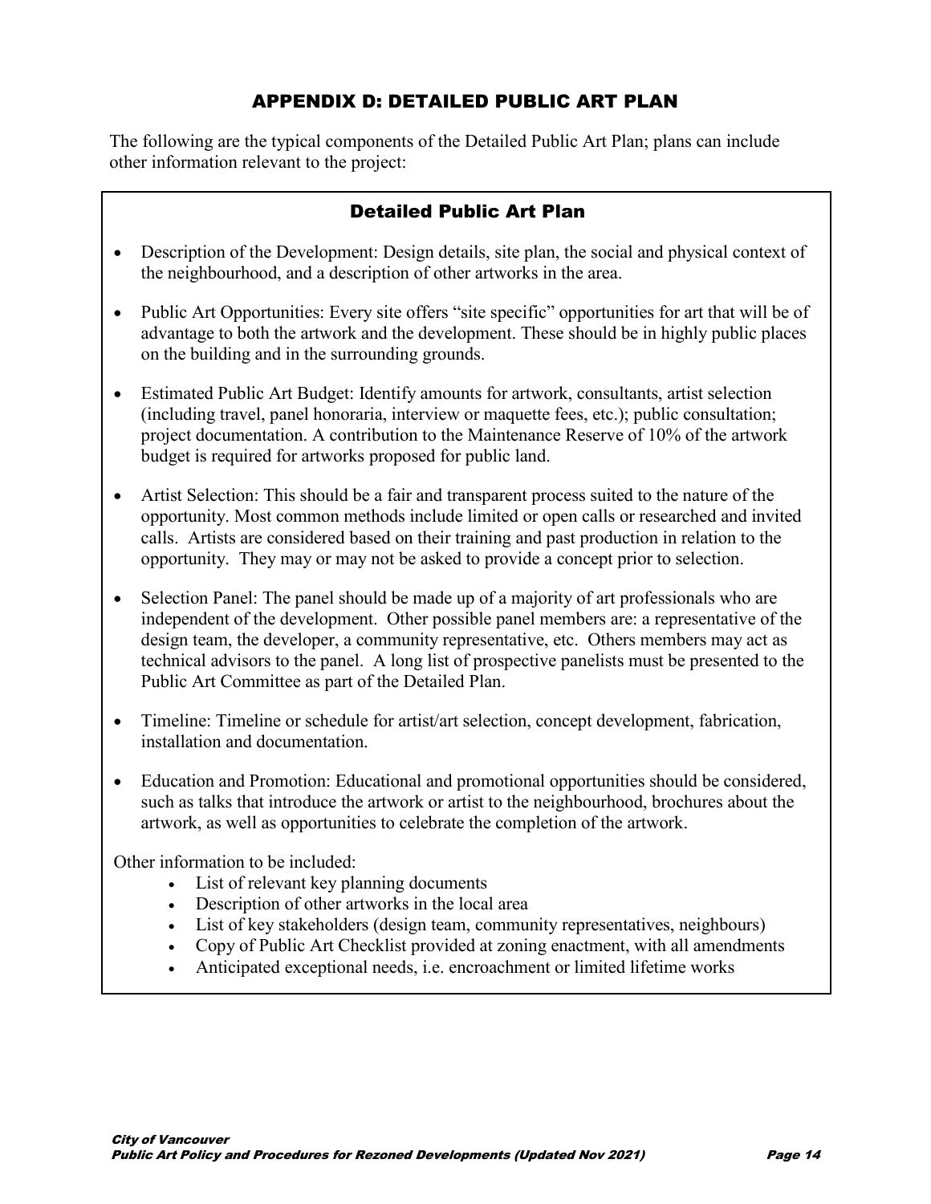# APPENDIX D: DETAILED PUBLIC ART PLAN

The following are the typical components of the Detailed Public Art Plan; plans can include other information relevant to the project:

## Detailed Public Art Plan

- Description of the Development: Design details, site plan, the social and physical context of the neighbourhood, and a description of other artworks in the area.
- Public Art Opportunities: Every site offers "site specific" opportunities for art that will be of advantage to both the artwork and the development. These should be in highly public places on the building and in the surrounding grounds.
- Estimated Public Art Budget: Identify amounts for artwork, consultants, artist selection (including travel, panel honoraria, interview or maquette fees, etc.); public consultation; project documentation. A contribution to the Maintenance Reserve of 10% of the artwork budget is required for artworks proposed for public land.
- Artist Selection: This should be a fair and transparent process suited to the nature of the opportunity. Most common methods include limited or open calls or researched and invited calls. Artists are considered based on their training and past production in relation to the opportunity. They may or may not be asked to provide a concept prior to selection.
- Selection Panel: The panel should be made up of a majority of art professionals who are independent of the development. Other possible panel members are: a representative of the design team, the developer, a community representative, etc. Others members may act as technical advisors to the panel. A long list of prospective panelists must be presented to the Public Art Committee as part of the Detailed Plan.
- Timeline: Timeline or schedule for artist/art selection, concept development, fabrication, installation and documentation.
- Education and Promotion: Educational and promotional opportunities should be considered, such as talks that introduce the artwork or artist to the neighbourhood, brochures about the artwork, as well as opportunities to celebrate the completion of the artwork.

Other information to be included:

- List of relevant key planning documents
- Description of other artworks in the local area
- List of key stakeholders (design team, community representatives, neighbours)
- Copy of Public Art Checklist provided at zoning enactment, with all amendments
- Anticipated exceptional needs, i.e. encroachment or limited lifetime works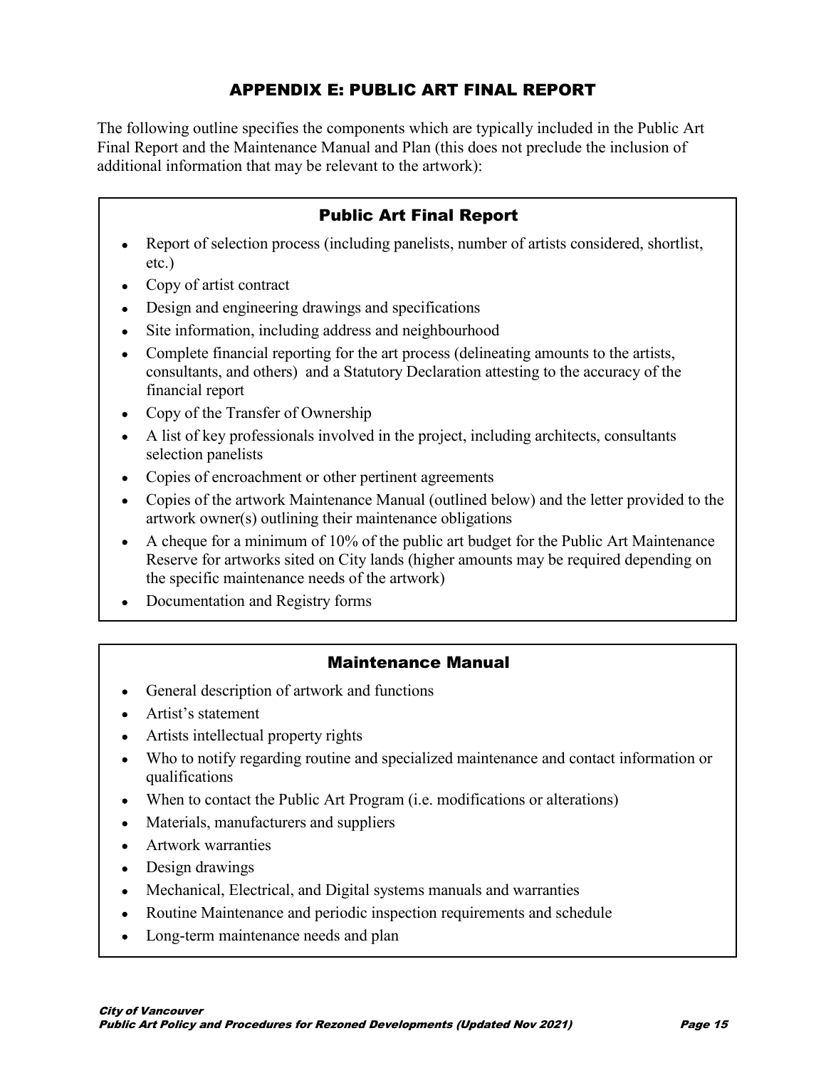# APPENDIX E: PUBLIC ART FINAL REPORT

The following outline specifies the components which are typically included in the Public Art Final Report and the Maintenance Manual and Plan (this does not preclude the inclusion of additional information that may be relevant to the artwork):

## Public Art Final Report

- Report of selection process (including panelists, number of artists considered, shortlist, etc.)
- Copy of artist contract
- Design and engineering drawings and specifications
- Site information, including address and neighbourhood
- Complete financial reporting for the art process (delineating amounts to the artists, consultants, and others) and a Statutory Declaration attesting to the accuracy of the financial report
- Copy of the Transfer of Ownership
- A list of key professionals involved in the project, including architects, consultants selection panelists
- Copies of encroachment or other pertinent agreements
- Copies of the artwork Maintenance Manual (outlined below) and the letter provided to the artwork owner(s) outlining their maintenance obligations
- A cheque for a minimum of 10% of the public art budget for the Public Art Maintenance Reserve for artworks sited on City lands (higher amounts may be required depending on the specific maintenance needs of the artwork)
- Documentation and Registry forms

## Maintenance Manual

- General description of artwork and functions
- Artist's statement
- Artists intellectual property rights
- Who to notify regarding routine and specialized maintenance and contact information or qualifications
- When to contact the Public Art Program (i.e. modifications or alterations)
- Materials, manufacturers and suppliers
- Artwork warranties
- Design drawings
- Mechanical, Electrical, and Digital systems manuals and warranties
- Routine Maintenance and periodic inspection requirements and schedule
- Long-term maintenance needs and plan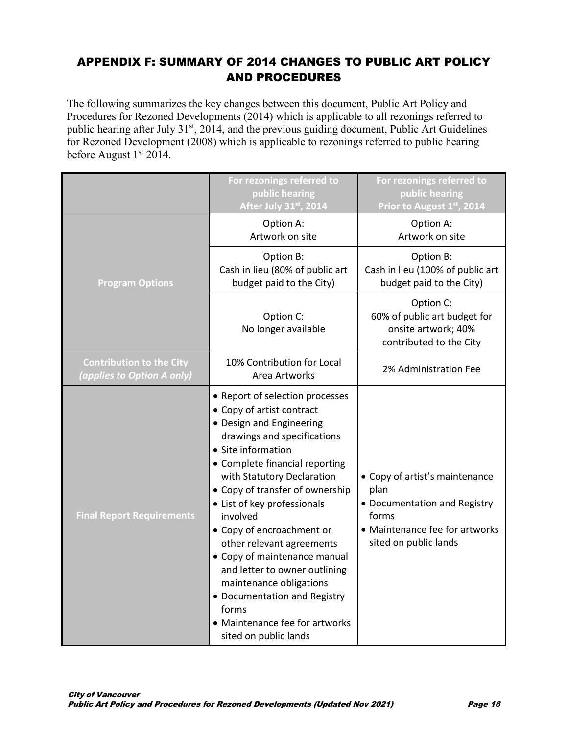## APPENDIX F: SUMMARY OF 2014 CHANGES TO PUBLIC ART POLICY AND PROCEDURES

The following summarizes the key changes between this document, Public Art Policy and Procedures for Rezoned Developments (2014) which is applicable to all rezonings referred to public hearing after July 31st, 2014, and the previous guiding document, Public Art Guidelines for Rezoned Development (2008) which is applicable to rezonings referred to public hearing before August 1st 2014.

| | For rezonings referred to public hearing After July 31st, 2014 | For rezonings referred to public hearing Prior to August 1st, 2014 |
|---|---|---|
| **Program Options** | Option A: Artwork on site | Option A: Artwork on site |
| | Option B: Cash in lieu (80% of public art budget paid to the City) | Option B: Cash in lieu (100% of public art budget paid to the City) |
| | Option C: No longer available | Option C: 60% of public art budget for onsite artwork; 40% contributed to the City |
| **Contribution to the City** *(applies to Option A only)* | 10% Contribution for Local Area Artworks | 2% Administration Fee |
| **Final Report Requirements** | • Report of selection processes<br>• Copy of artist contract<br>• Design and Engineering drawings and specifications<br>• Site information<br>• Complete financial reporting with Statutory Declaration<br>• Copy of transfer of ownership<br>• List of key professionals involved<br>• Copy of encroachment or other relevant agreements<br>• Copy of maintenance manual and letter to owner outlining maintenance obligations<br>• Documentation and Registry forms<br>• Maintenance fee for artworks sited on public lands | • Copy of artist's maintenance plan<br>• Documentation and Registry forms<br>• Maintenance fee for artworks sited on public lands |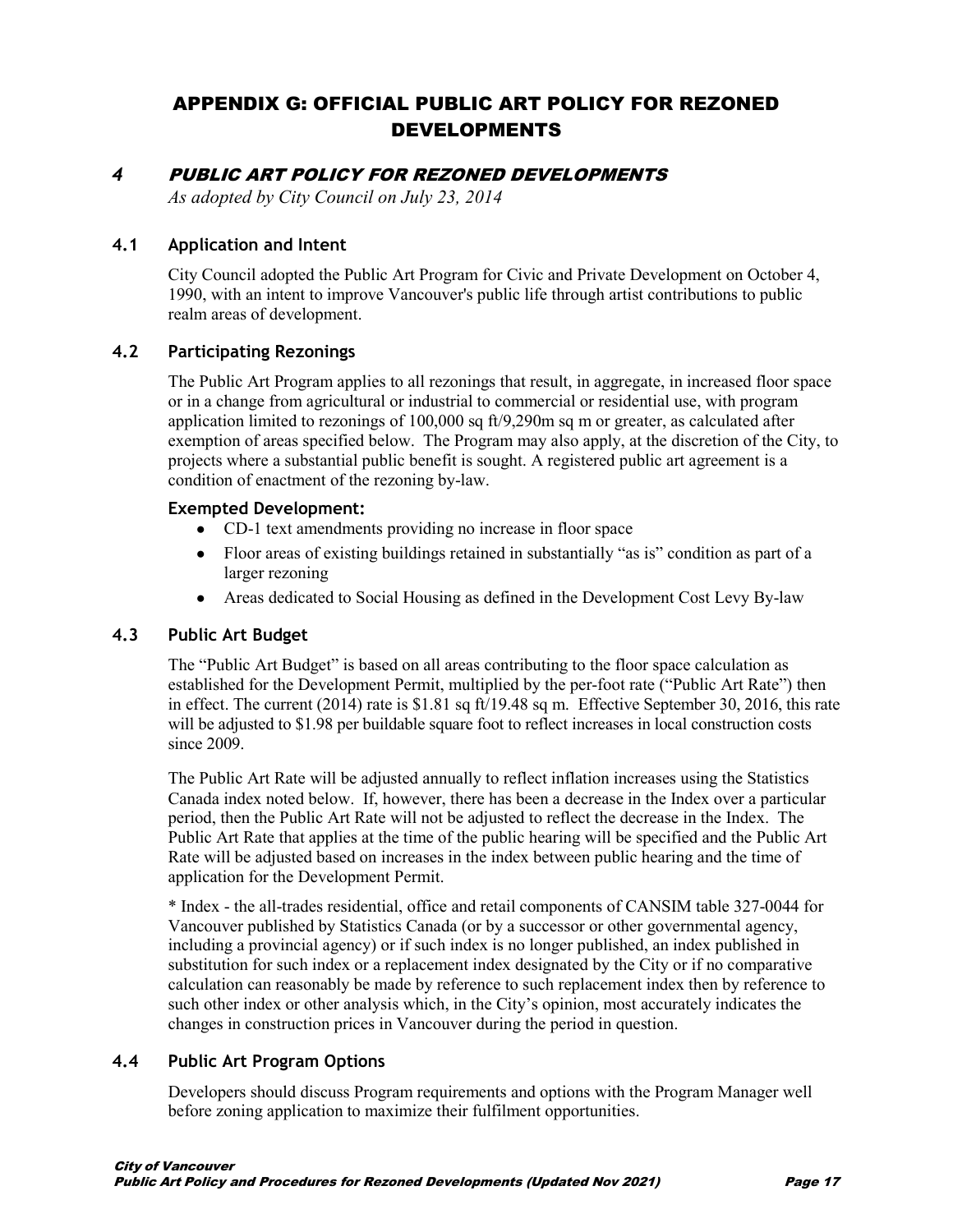# APPENDIX G: OFFICIAL PUBLIC ART POLICY FOR REZONED DEVELOPMENTS

## 4 PUBLIC ART POLICY FOR REZONED DEVELOPMENTS

*As adopted by City Council on July 23, 2014*

### 4.1 Application and Intent

City Council adopted the Public Art Program for Civic and Private Development on October 4, 1990, with an intent to improve Vancouver's public life through artist contributions to public realm areas of development.

### 4.2 Participating Rezonings

The Public Art Program applies to all rezonings that result, in aggregate, in increased floor space or in a change from agricultural or industrial to commercial or residential use, with program application limited to rezonings of 100,000 sq ft/9,290m sq m or greater, as calculated after exemption of areas specified below. The Program may also apply, at the discretion of the City, to projects where a substantial public benefit is sought. A registered public art agreement is a condition of enactment of the rezoning by-law.

**Exempted Development:**

- CD-1 text amendments providing no increase in floor space
- Floor areas of existing buildings retained in substantially "as is" condition as part of a larger rezoning
- Areas dedicated to Social Housing as defined in the Development Cost Levy By-law

### 4.3 Public Art Budget

The "Public Art Budget" is based on all areas contributing to the floor space calculation as established for the Development Permit, multiplied by the per-foot rate ("Public Art Rate") then in effect. The current (2014) rate is $1.81 sq ft/19.48 sq m. Effective September 30, 2016, this rate will be adjusted to $1.98 per buildable square foot to reflect increases in local construction costs since 2009.

The Public Art Rate will be adjusted annually to reflect inflation increases using the Statistics Canada index noted below. If, however, there has been a decrease in the Index over a particular period, then the Public Art Rate will not be adjusted to reflect the decrease in the Index. The Public Art Rate that applies at the time of the public hearing will be specified and the Public Art Rate will be adjusted based on increases in the index between public hearing and the time of application for the Development Permit.

* Index - the all-trades residential, office and retail components of CANSIM table 327-0044 for Vancouver published by Statistics Canada (or by a successor or other governmental agency, including a provincial agency) or if such index is no longer published, an index published in substitution for such index or a replacement index designated by the City or if no comparative calculation can reasonably be made by reference to such replacement index then by reference to such other index or other analysis which, in the City's opinion, most accurately indicates the changes in construction prices in Vancouver during the period in question.

### 4.4 Public Art Program Options

Developers should discuss Program requirements and options with the Program Manager well before zoning application to maximize their fulfilment opportunities.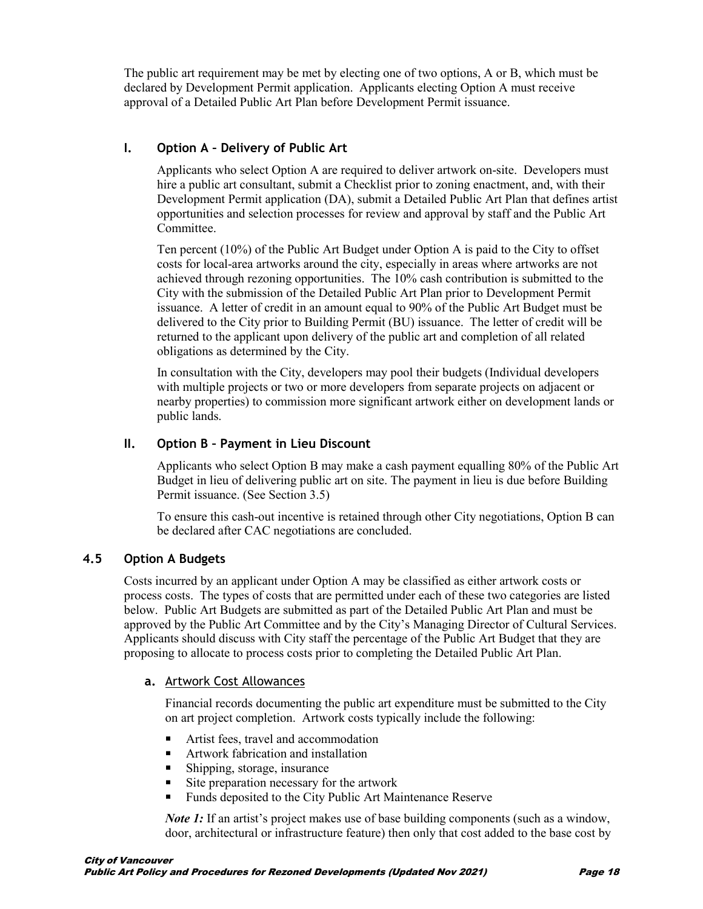The public art requirement may be met by electing one of two options, A or B, which must be declared by Development Permit application. Applicants electing Option A must receive approval of a Detailed Public Art Plan before Development Permit issuance.

### I. Option A – Delivery of Public Art

Applicants who select Option A are required to deliver artwork on-site. Developers must hire a public art consultant, submit a Checklist prior to zoning enactment, and, with their Development Permit application (DA), submit a Detailed Public Art Plan that defines artist opportunities and selection processes for review and approval by staff and the Public Art Committee.

Ten percent (10%) of the Public Art Budget under Option A is paid to the City to offset costs for local-area artworks around the city, especially in areas where artworks are not achieved through rezoning opportunities. The 10% cash contribution is submitted to the City with the submission of the Detailed Public Art Plan prior to Development Permit issuance. A letter of credit in an amount equal to 90% of the Public Art Budget must be delivered to the City prior to Building Permit (BU) issuance. The letter of credit will be returned to the applicant upon delivery of the public art and completion of all related obligations as determined by the City.

In consultation with the City, developers may pool their budgets (Individual developers with multiple projects or two or more developers from separate projects on adjacent or nearby properties) to commission more significant artwork either on development lands or public lands.

### II. Option B – Payment in Lieu Discount

Applicants who select Option B may make a cash payment equalling 80% of the Public Art Budget in lieu of delivering public art on site. The payment in lieu is due before Building Permit issuance. (See Section 3.5)

To ensure this cash-out incentive is retained through other City negotiations, Option B can be declared after CAC negotiations are concluded.

## 4.5 Option A Budgets

Costs incurred by an applicant under Option A may be classified as either artwork costs or process costs. The types of costs that are permitted under each of these two categories are listed below. Public Art Budgets are submitted as part of the Detailed Public Art Plan and must be approved by the Public Art Committee and by the City's Managing Director of Cultural Services. Applicants should discuss with City staff the percentage of the Public Art Budget that they are proposing to allocate to process costs prior to completing the Detailed Public Art Plan.

### a. Artwork Cost Allowances

Financial records documenting the public art expenditure must be submitted to the City on art project completion. Artwork costs typically include the following:

- Artist fees, travel and accommodation
- Artwork fabrication and installation
- Shipping, storage, insurance
- Site preparation necessary for the artwork
- Funds deposited to the City Public Art Maintenance Reserve

*Note 1:* If an artist's project makes use of base building components (such as a window, door, architectural or infrastructure feature) then only that cost added to the base cost by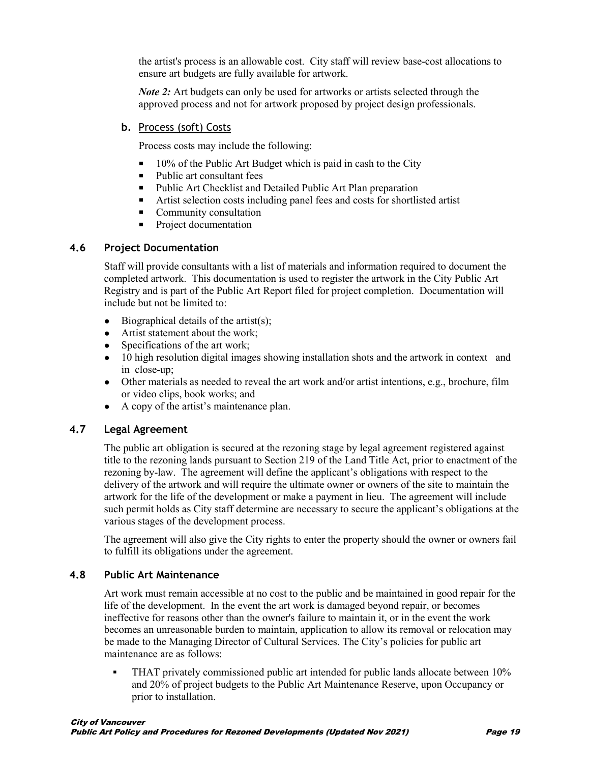the artist's process is an allowable cost. City staff will review base-cost allocations to ensure art budgets are fully available for artwork.

*Note 2:* Art budgets can only be used for artworks or artists selected through the approved process and not for artwork proposed by project design professionals.

**b.** Process (soft) Costs

Process costs may include the following:

- 10% of the Public Art Budget which is paid in cash to the City
- Public art consultant fees
- Public Art Checklist and Detailed Public Art Plan preparation
- Artist selection costs including panel fees and costs for shortlisted artist
- Community consultation
- Project documentation

### 4.6 Project Documentation

Staff will provide consultants with a list of materials and information required to document the completed artwork. This documentation is used to register the artwork in the City Public Art Registry and is part of the Public Art Report filed for project completion. Documentation will include but not be limited to:

- Biographical details of the artist(s);
- Artist statement about the work;
- Specifications of the art work;
- 10 high resolution digital images showing installation shots and the artwork in context and in close-up;
- Other materials as needed to reveal the art work and/or artist intentions, e.g., brochure, film or video clips, book works; and
- A copy of the artist's maintenance plan.

### 4.7 Legal Agreement

The public art obligation is secured at the rezoning stage by legal agreement registered against title to the rezoning lands pursuant to Section 219 of the Land Title Act, prior to enactment of the rezoning by-law. The agreement will define the applicant's obligations with respect to the delivery of the artwork and will require the ultimate owner or owners of the site to maintain the artwork for the life of the development or make a payment in lieu. The agreement will include such permit holds as City staff determine are necessary to secure the applicant's obligations at the various stages of the development process.

The agreement will also give the City rights to enter the property should the owner or owners fail to fulfill its obligations under the agreement.

### 4.8 Public Art Maintenance

Art work must remain accessible at no cost to the public and be maintained in good repair for the life of the development. In the event the art work is damaged beyond repair, or becomes ineffective for reasons other than the owner's failure to maintain it, or in the event the work becomes an unreasonable burden to maintain, application to allow its removal or relocation may be made to the Managing Director of Cultural Services. The City's policies for public art maintenance are as follows:

- THAT privately commissioned public art intended for public lands allocate between 10% and 20% of project budgets to the Public Art Maintenance Reserve, upon Occupancy or prior to installation.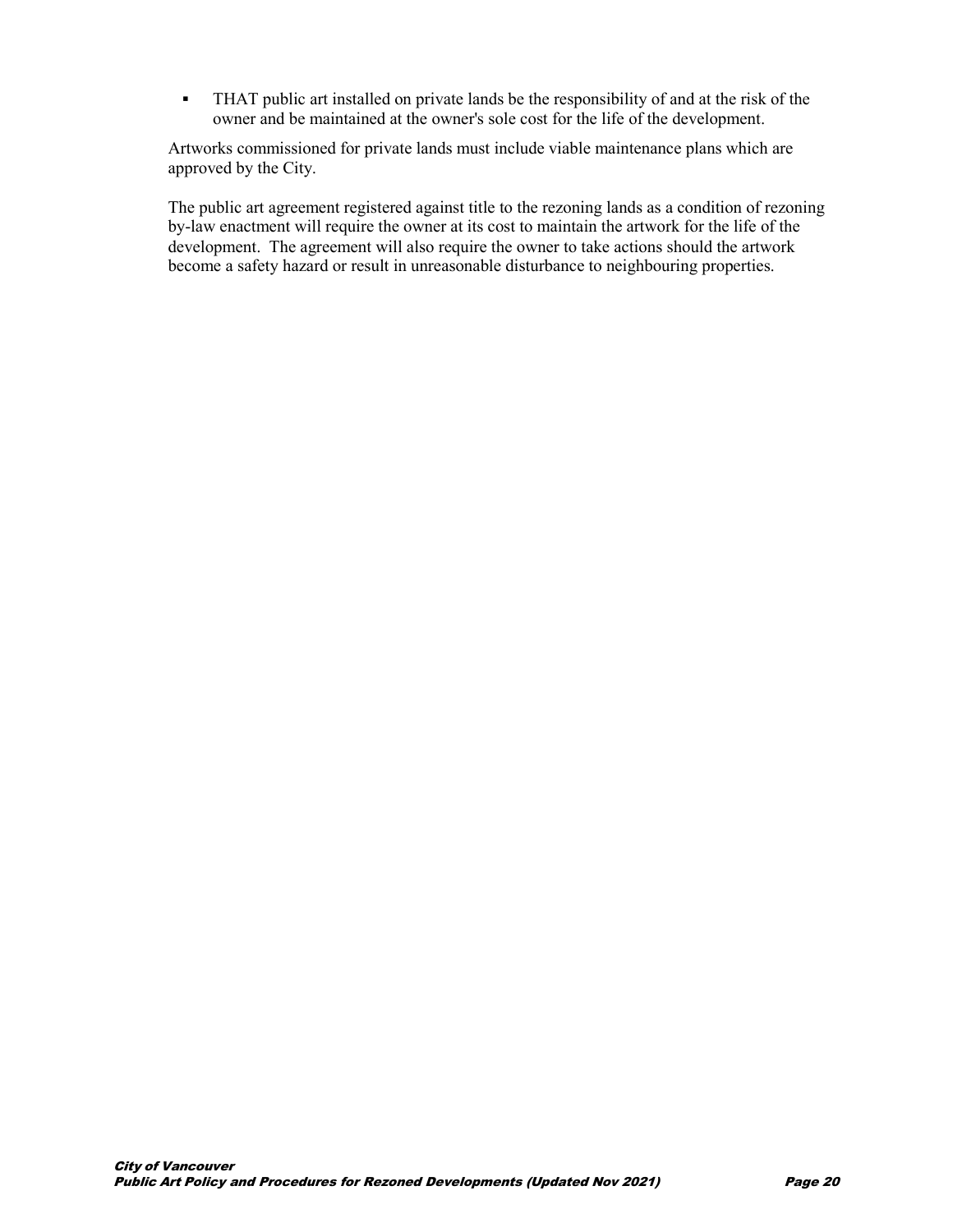- THAT public art installed on private lands be the responsibility of and at the risk of the owner and be maintained at the owner's sole cost for the life of the development.

Artworks commissioned for private lands must include viable maintenance plans which are approved by the City.

The public art agreement registered against title to the rezoning lands as a condition of rezoning by-law enactment will require the owner at its cost to maintain the artwork for the life of the development. The agreement will also require the owner to take actions should the artwork become a safety hazard or result in unreasonable disturbance to neighbouring properties.